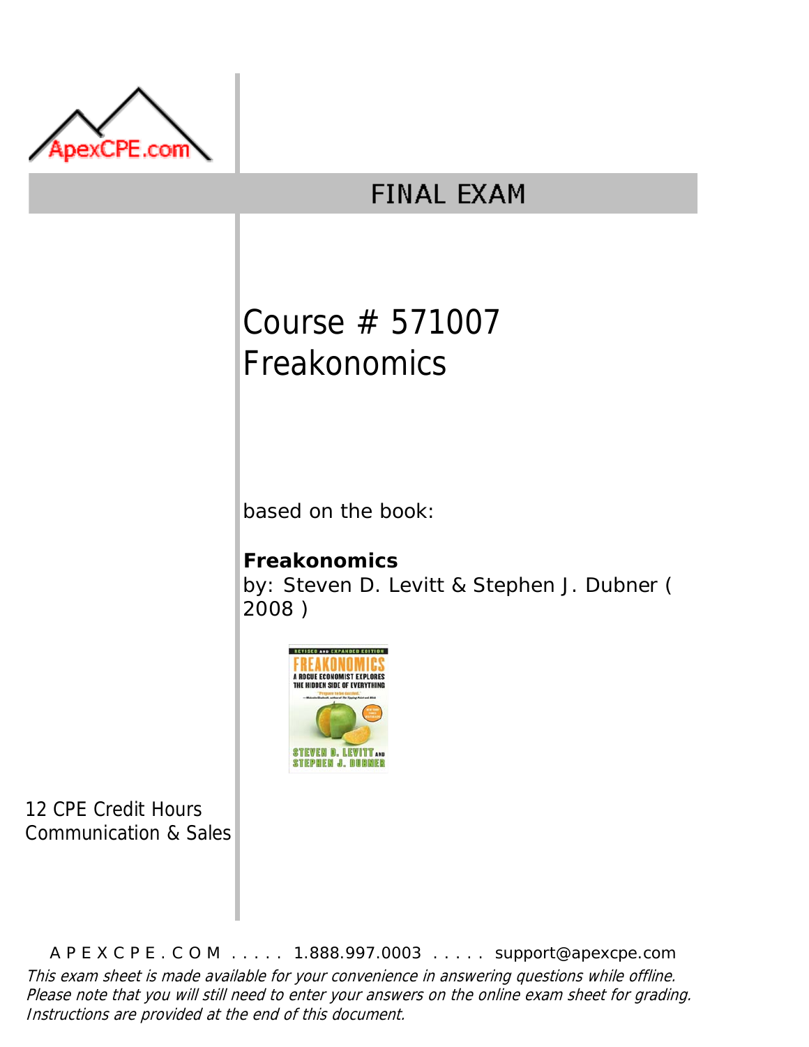ApexCPE.com

# FINAL EXAM

## Course # 571007
## Freakonomics

based on the book:

**Freakonomics**
by: Steven D. Levitt & Stephen J. Dubner ( 2008 )

12 CPE Credit Hours
Communication & Sales

A P E X C P E . C O M . . . . . 1.888.997.0003 . . . . . support@apexcpe.com

*This exam sheet is made available for your convenience in answering questions while offline. Please note that you will still need to enter your answers on the online exam sheet for grading. Instructions are provided at the end of this document.*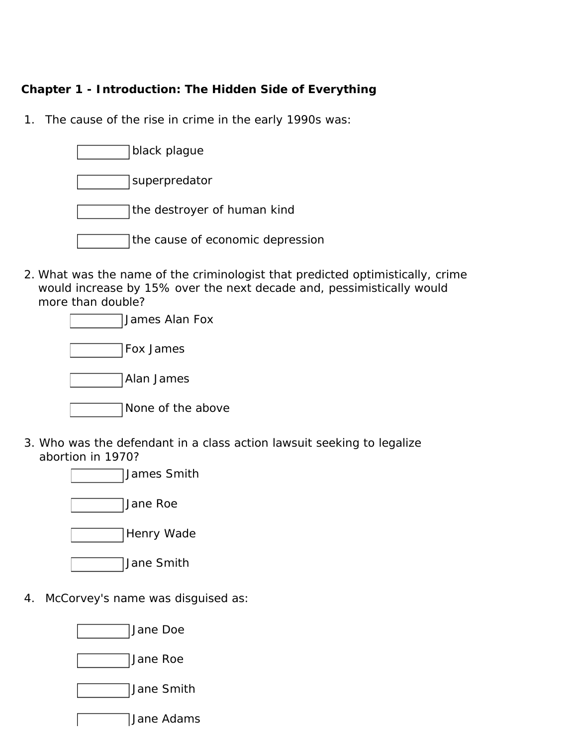**Chapter 1 - Introduction: The Hidden Side of Everything**

1. The cause of the rise in crime in the early 1990s was:

   - [ ] black plague
   - [ ] superpredator
   - [ ] the destroyer of human kind
   - [ ] the cause of economic depression

2. What was the name of the criminologist that predicted optimistically, crime would increase by 15% over the next decade and, pessimistically would more than double?

   - [ ] James Alan Fox
   - [ ] Fox James
   - [ ] Alan James
   - [ ] None of the above

3. Who was the defendant in a class action lawsuit seeking to legalize abortion in 1970?

   - [ ] James Smith
   - [ ] Jane Roe
   - [ ] Henry Wade
   - [ ] Jane Smith

4. McCorvey's name was disguised as:

   - [ ] Jane Doe
   - [ ] Jane Roe
   - [ ] Jane Smith
   - [ ] Jane Adams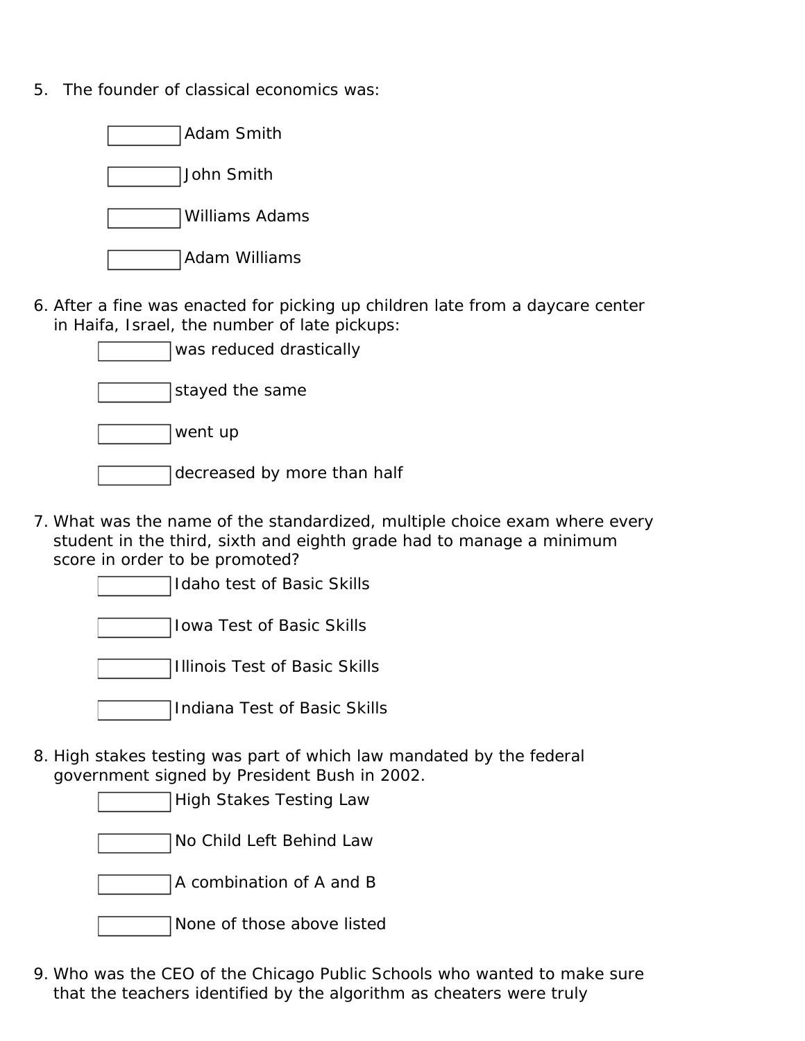5. The founder of classical economics was:

- [ ] Adam Smith
- [ ] John Smith
- [ ] Williams Adams
- [ ] Adam Williams

6. After a fine was enacted for picking up children late from a daycare center in Haifa, Israel, the number of late pickups:

- [ ] was reduced drastically
- [ ] stayed the same
- [ ] went up
- [ ] decreased by more than half

7. What was the name of the standardized, multiple choice exam where every student in the third, sixth and eighth grade had to manage a minimum score in order to be promoted?

- [ ] Idaho test of Basic Skills
- [ ] Iowa Test of Basic Skills
- [ ] Illinois Test of Basic Skills
- [ ] Indiana Test of Basic Skills

8. High stakes testing was part of which law mandated by the federal government signed by President Bush in 2002.

- [ ] High Stakes Testing Law
- [ ] No Child Left Behind Law
- [ ] A combination of A and B
- [ ] None of those above listed

9. Who was the CEO of the Chicago Public Schools who wanted to make sure that the teachers identified by the algorithm as cheaters were truly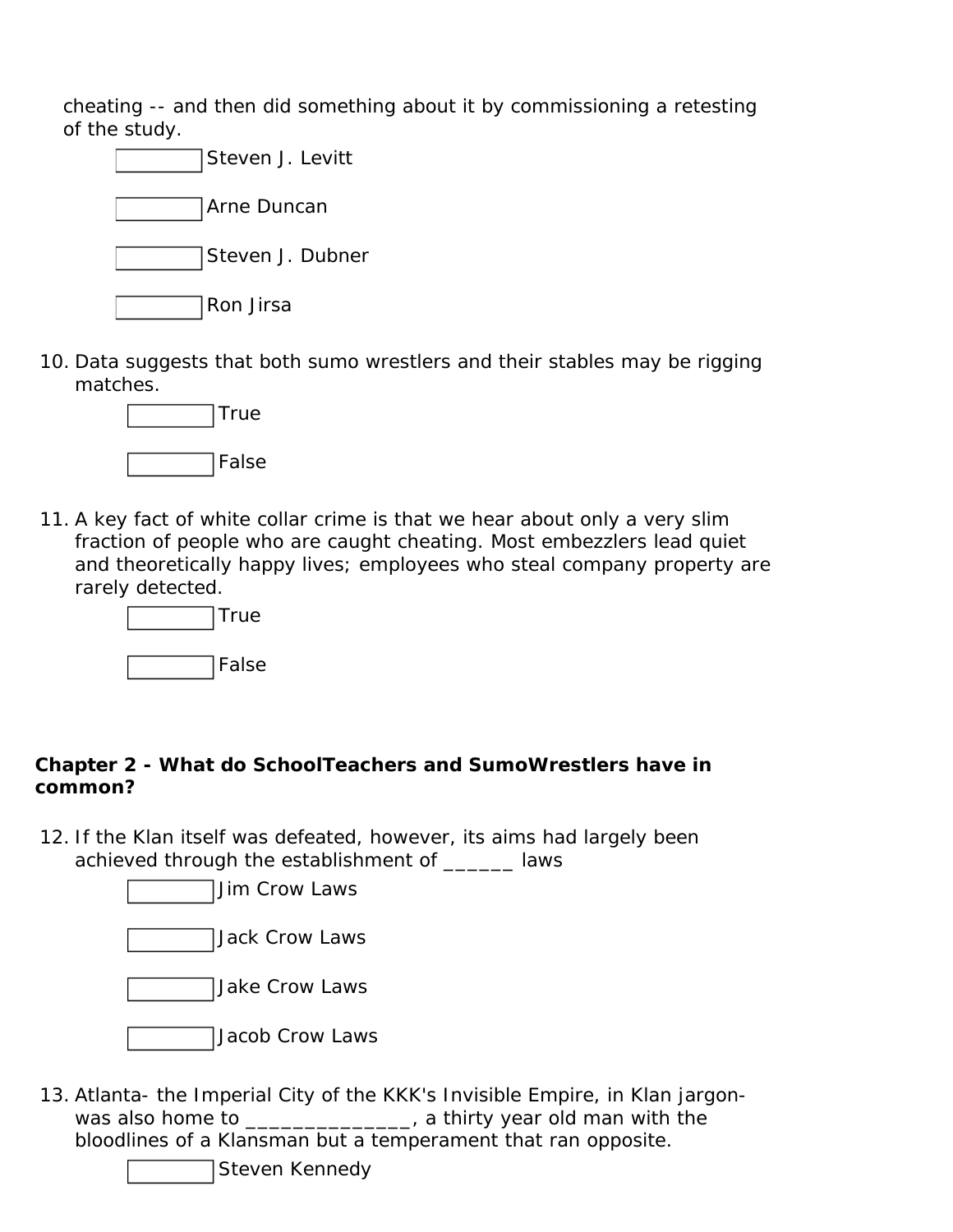cheating -- and then did something about it by commissioning a retesting of the study.

- Steven J. Levitt
- Arne Duncan
- Steven J. Dubner
- Ron Jirsa

10. Data suggests that both sumo wrestlers and their stables may be rigging matches.
    - True
    - False

11. A key fact of white collar crime is that we hear about only a very slim fraction of people who are caught cheating. Most embezzlers lead quiet and theoretically happy lives; employees who steal company property are rarely detected.
    - True
    - False

**Chapter 2 - What do SchoolTeachers and SumoWrestlers have in common?**

12. If the Klan itself was defeated, however, its aims had largely been achieved through the establishment of ______ laws
    - Jim Crow Laws
    - Jack Crow Laws
    - Jake Crow Laws
    - Jacob Crow Laws

13. Atlanta- the Imperial City of the KKK's Invisible Empire, in Klan jargon- was also home to ______________, a thirty year old man with the bloodlines of a Klansman but a temperament that ran opposite.
    - Steven Kennedy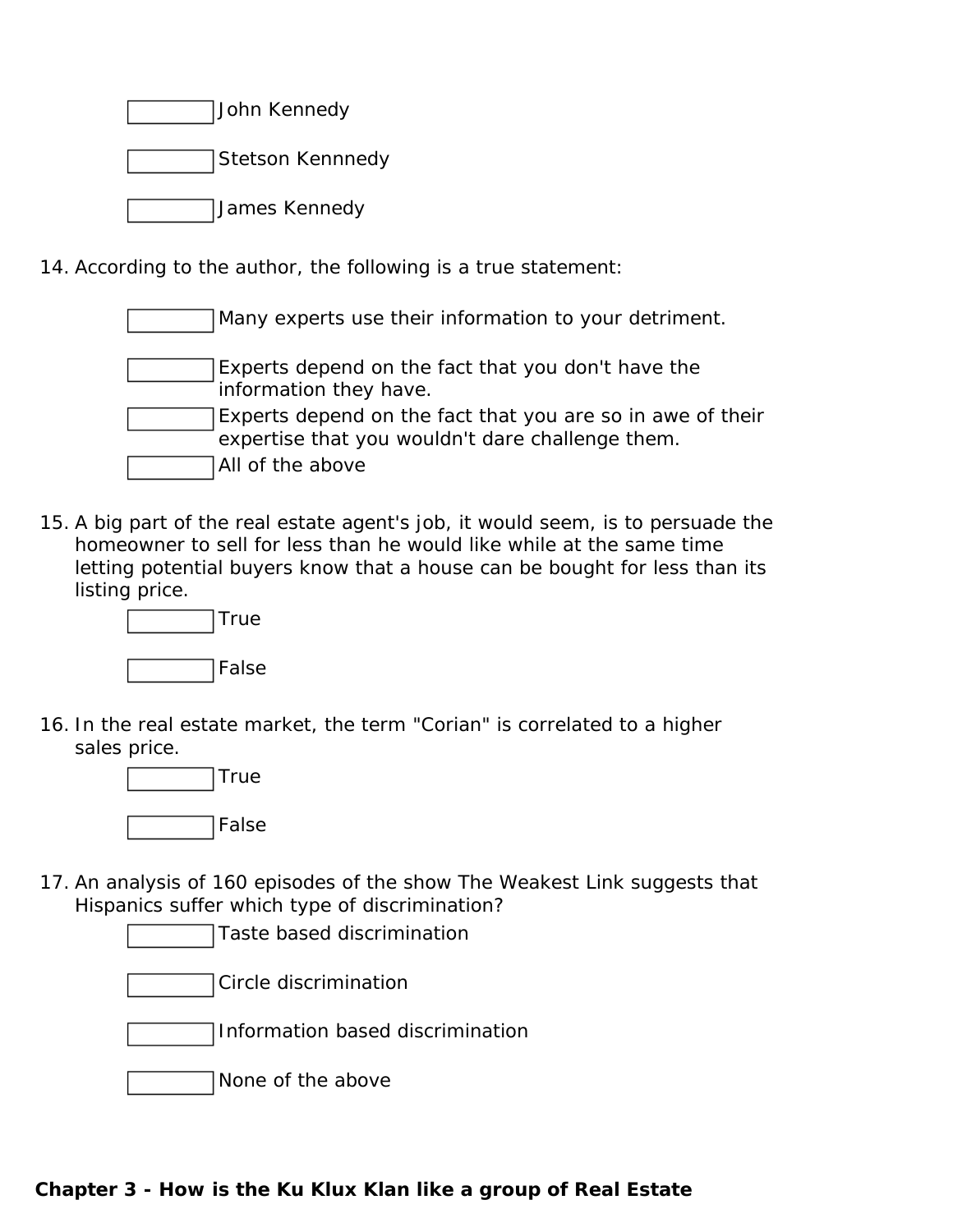- [ ] John Kennedy
- [ ] Stetson Kennnedy
- [ ] James Kennedy

14. According to the author, the following is a true statement:

- [ ] Many experts use their information to your detriment.
- [ ] Experts depend on the fact that you don't have the information they have.
- [ ] Experts depend on the fact that you are so in awe of their expertise that you wouldn't dare challenge them.
- [ ] All of the above

15. A big part of the real estate agent's job, it would seem, is to persuade the homeowner to sell for less than he would like while at the same time letting potential buyers know that a house can be bought for less than its listing price.

- [ ] True
- [ ] False

16. In the real estate market, the term "Corian" is correlated to a higher sales price.

- [ ] True
- [ ] False

17. An analysis of 160 episodes of the show The Weakest Link suggests that Hispanics suffer which type of discrimination?

- [ ] Taste based discrimination
- [ ] Circle discrimination
- [ ] Information based discrimination
- [ ] None of the above

**Chapter 3 - How is the Ku Klux Klan like a group of Real Estate**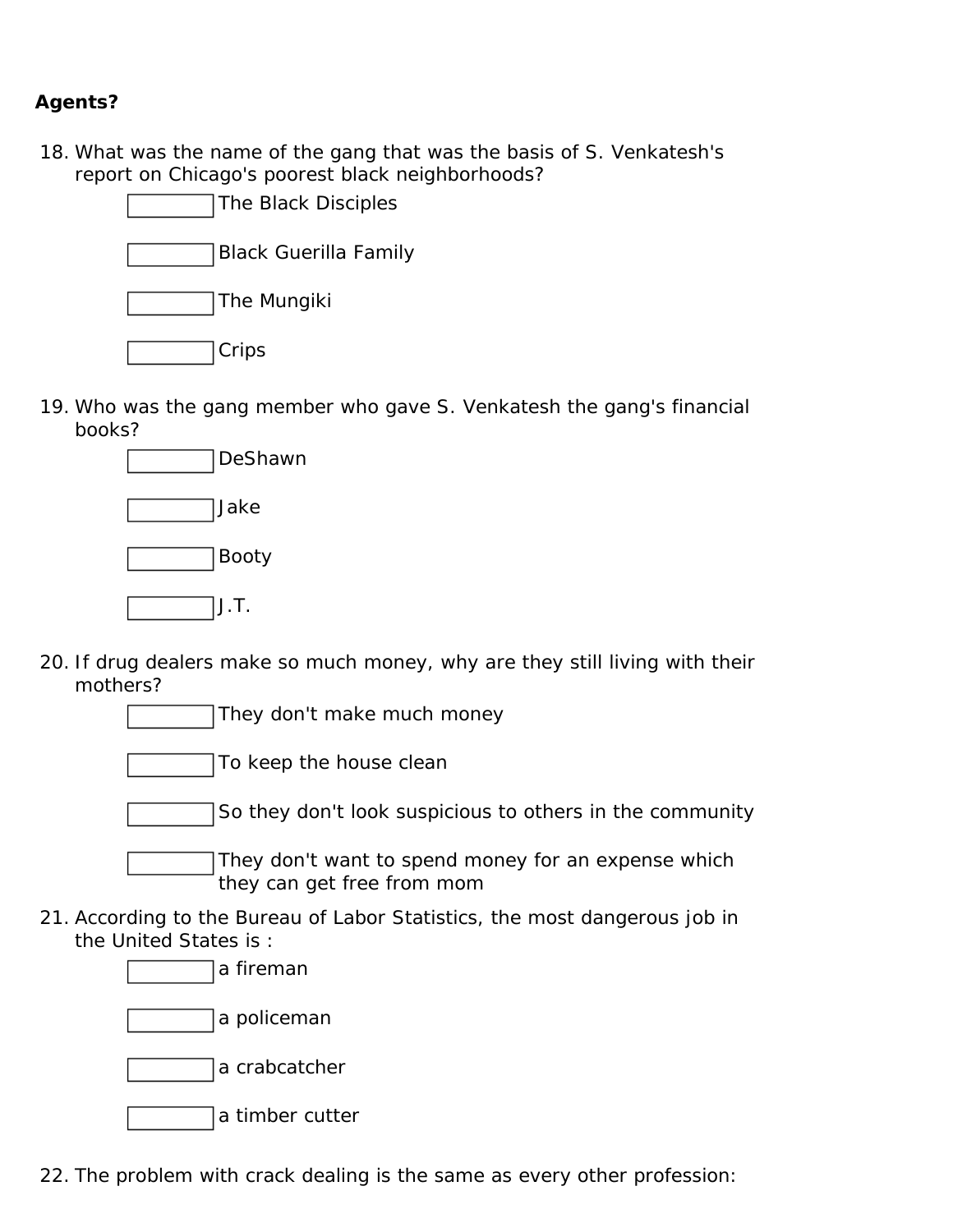**Agents?**

18. What was the name of the gang that was the basis of S. Venkatesh's report on Chicago's poorest black neighborhoods?
    - [ ] The Black Disciples
    - [ ] Black Guerilla Family
    - [ ] The Mungiki
    - [ ] Crips

19. Who was the gang member who gave S. Venkatesh the gang's financial books?
    - [ ] DeShawn
    - [ ] Jake
    - [ ] Booty
    - [ ] J.T.

20. If drug dealers make so much money, why are they still living with their mothers?
    - [ ] They don't make much money
    - [ ] To keep the house clean
    - [ ] So they don't look suspicious to others in the community
    - [ ] They don't want to spend money for an expense which they can get free from mom

21. According to the Bureau of Labor Statistics, the most dangerous job in the United States is :
    - [ ] a fireman
    - [ ] a policeman
    - [ ] a crabcatcher
    - [ ] a timber cutter

22. The problem with crack dealing is the same as every other profession: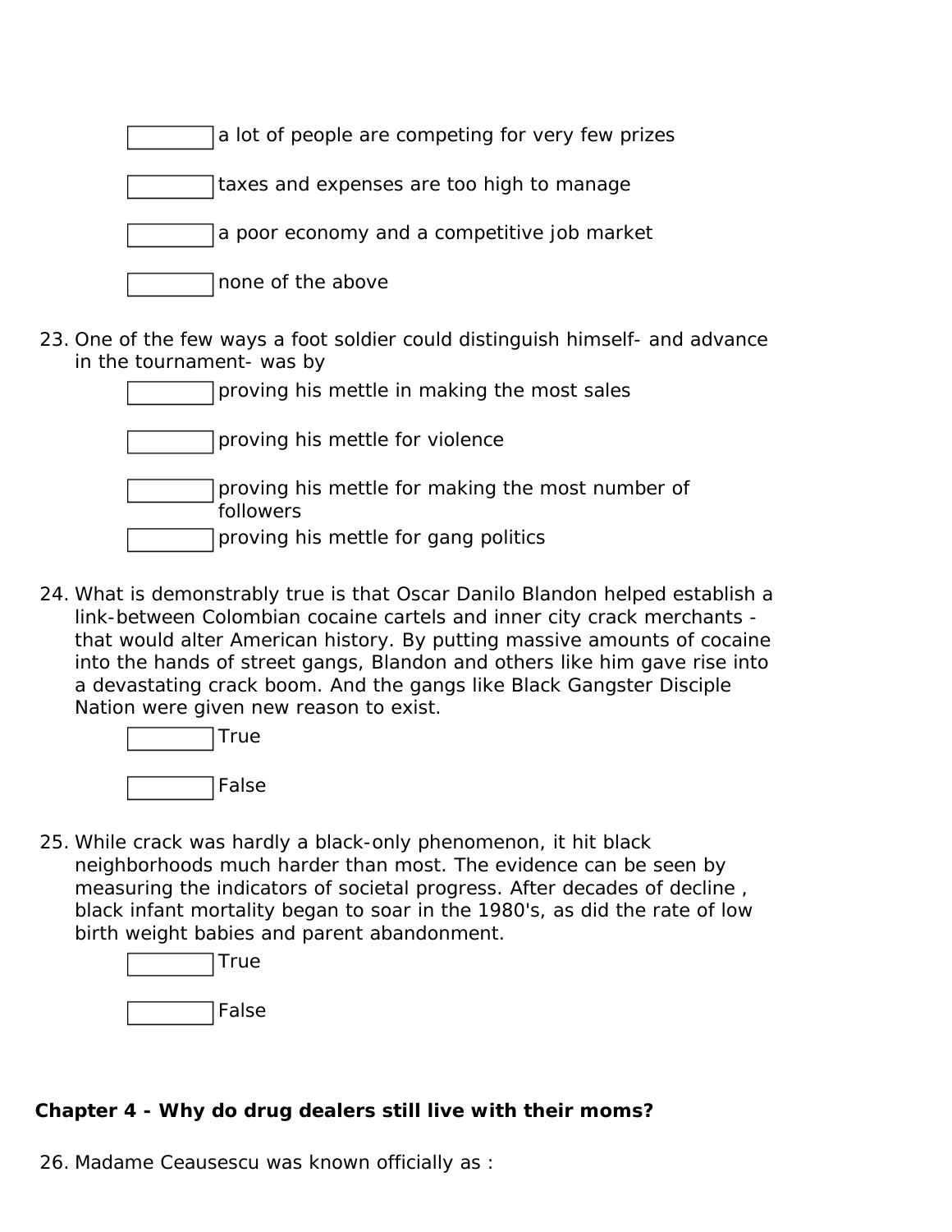- [ ] a lot of people are competing for very few prizes
- [ ] taxes and expenses are too high to manage
- [ ] a poor economy and a competitive job market
- [ ] none of the above

23. One of the few ways a foot soldier could distinguish himself- and advance in the tournament- was by

- [ ] proving his mettle in making the most sales
- [ ] proving his mettle for violence
- [ ] proving his mettle for making the most number of followers
- [ ] proving his mettle for gang politics

24. What is demonstrably true is that Oscar Danilo Blandon helped establish a link-between Colombian cocaine cartels and inner city crack merchants - that would alter American history. By putting massive amounts of cocaine into the hands of street gangs, Blandon and others like him gave rise into a devastating crack boom. And the gangs like Black Gangster Disciple Nation were given new reason to exist.

- [ ] True
- [ ] False

25. While crack was hardly a black-only phenomenon, it hit black neighborhoods much harder than most. The evidence can be seen by measuring the indicators of societal progress. After decades of decline , black infant mortality began to soar in the 1980's, as did the rate of low birth weight babies and parent abandonment.

- [ ] True
- [ ] False

## Chapter 4 - Why do drug dealers still live with their moms?

26. Madame Ceausescu was known officially as :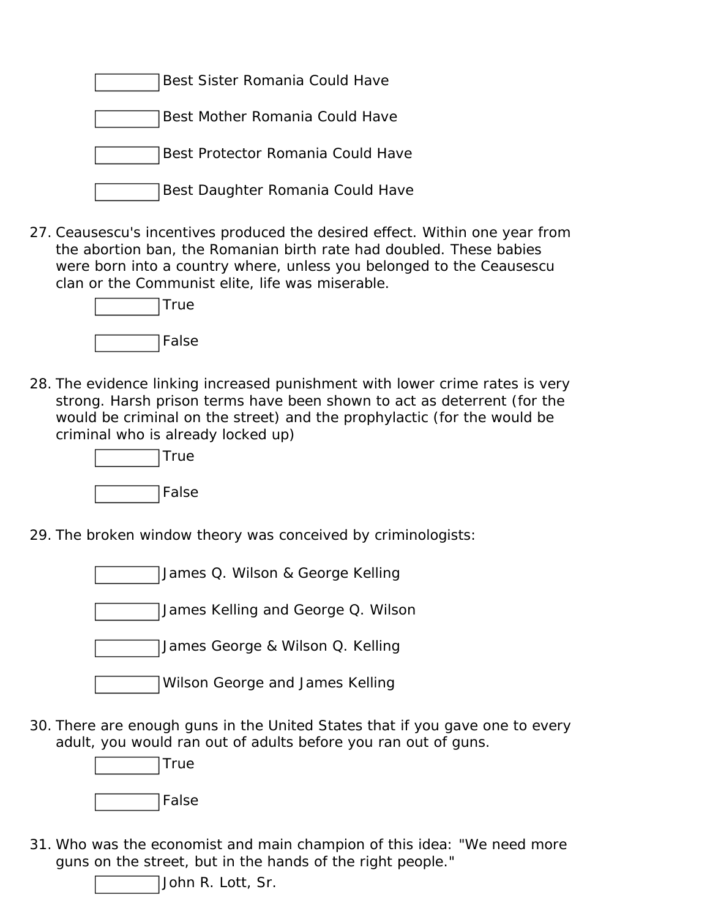- Best Sister Romania Could Have
- Best Mother Romania Could Have
- Best Protector Romania Could Have
- Best Daughter Romania Could Have

27. Ceausescu's incentives produced the desired effect. Within one year from the abortion ban, the Romanian birth rate had doubled. These babies were born into a country where, unless you belonged to the Ceausescu clan or the Communist elite, life was miserable.

- True
- False

28. The evidence linking increased punishment with lower crime rates is very strong. Harsh prison terms have been shown to act as deterrent (for the would be criminal on the street) and the prophylactic (for the would be criminal who is already locked up)

- True
- False

29. The broken window theory was conceived by criminologists:

- James Q. Wilson & George Kelling
- James Kelling and George Q. Wilson
- James George & Wilson Q. Kelling
- Wilson George and James Kelling

30. There are enough guns in the United States that if you gave one to every adult, you would ran out of adults before you ran out of guns.

- True
- False

31. Who was the economist and main champion of this idea: "We need more guns on the street, but in the hands of the right people."

- John R. Lott, Sr.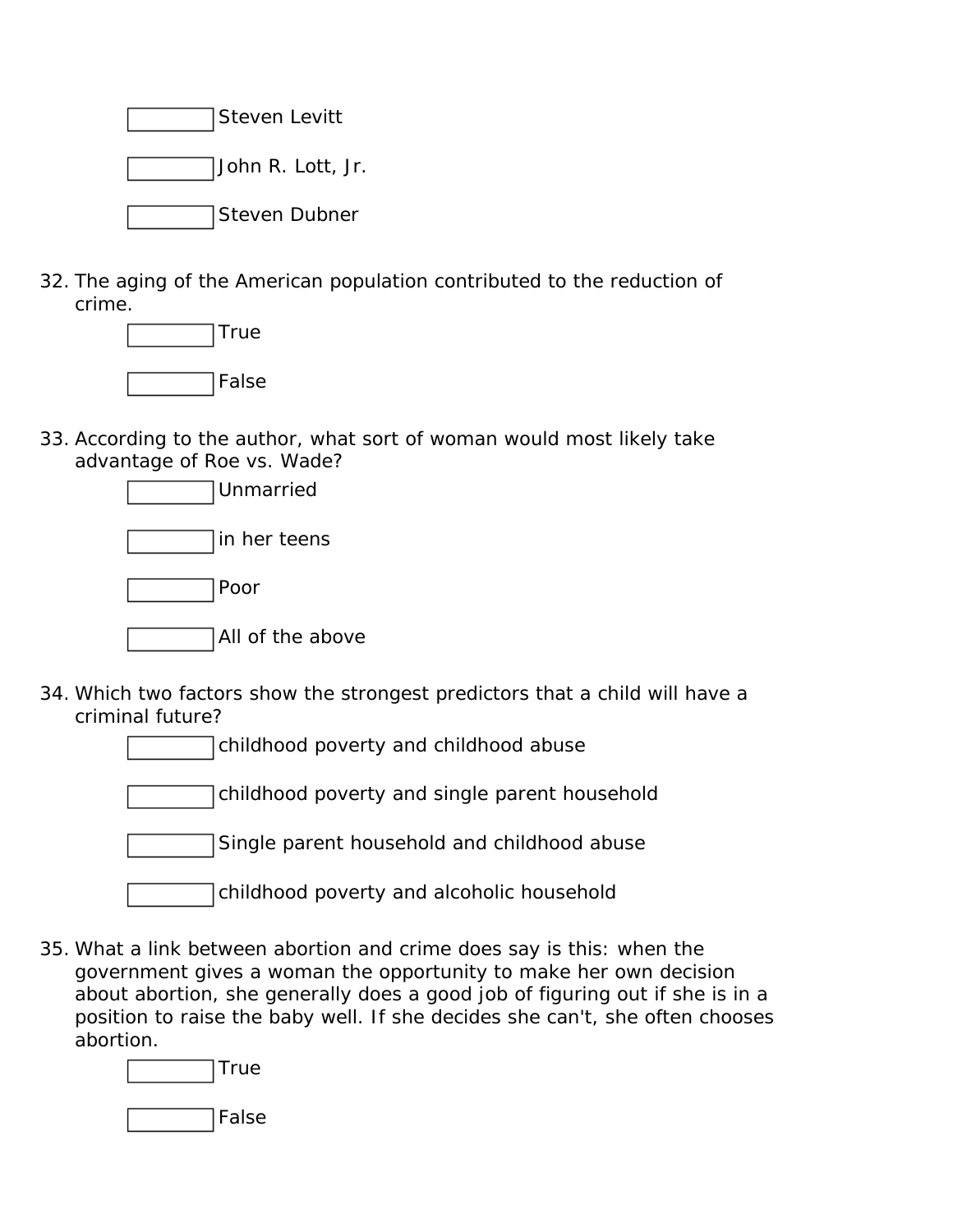- [ ] Steven Levitt
- [ ] John R. Lott, Jr.
- [ ] Steven Dubner

32. The aging of the American population contributed to the reduction of crime.
    - [ ] True
    - [ ] False

33. According to the author, what sort of woman would most likely take advantage of Roe vs. Wade?
    - [ ] Unmarried
    - [ ] in her teens
    - [ ] Poor
    - [ ] All of the above

34. Which two factors show the strongest predictors that a child will have a criminal future?
    - [ ] childhood poverty and childhood abuse
    - [ ] childhood poverty and single parent household
    - [ ] Single parent household and childhood abuse
    - [ ] childhood poverty and alcoholic household

35. What a link between abortion and crime does say is this: when the government gives a woman the opportunity to make her own decision about abortion, she generally does a good job of figuring out if she is in a position to raise the baby well. If she decides she can't, she often chooses abortion.
    - [ ] True
    - [ ] False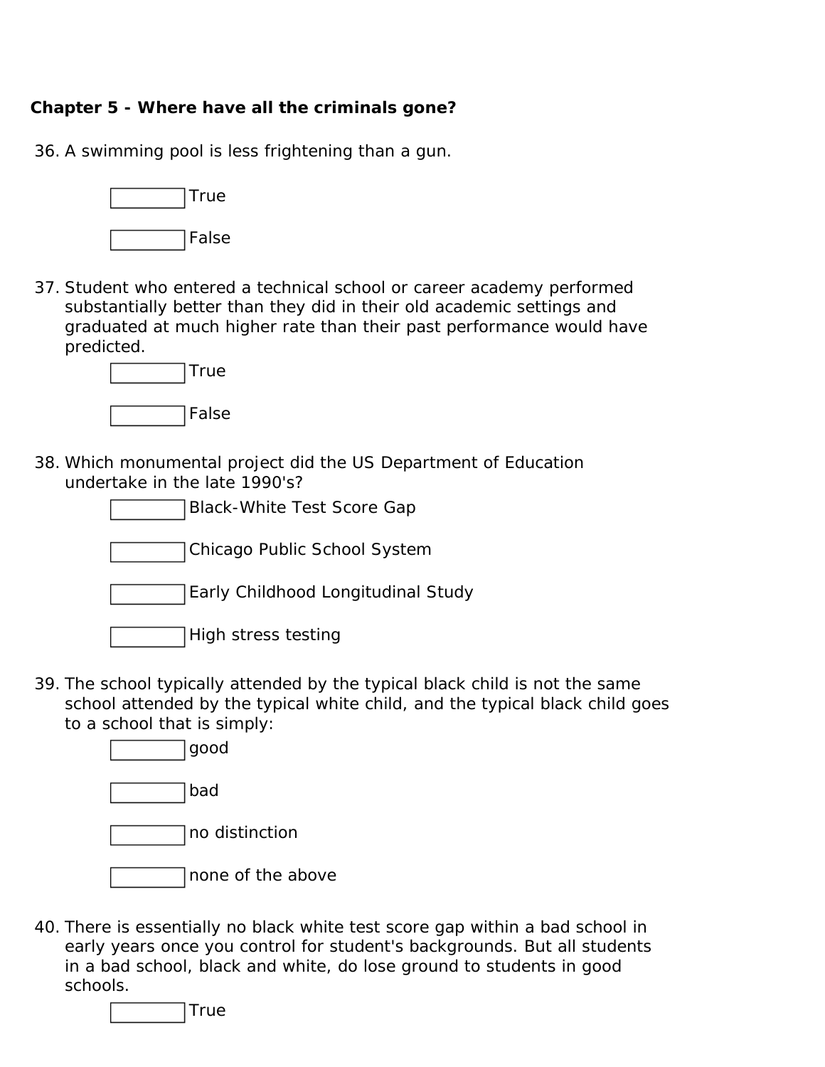**Chapter 5 - Where have all the criminals gone?**

36. A swimming pool is less frightening than a gun.

    - [ ] True
    - [ ] False

37. Student who entered a technical school or career academy performed substantially better than they did in their old academic settings and graduated at much higher rate than their past performance would have predicted.

    - [ ] True
    - [ ] False

38. Which monumental project did the US Department of Education undertake in the late 1990's?

    - [ ] Black-White Test Score Gap
    - [ ] Chicago Public School System
    - [ ] Early Childhood Longitudinal Study
    - [ ] High stress testing

39. The school typically attended by the typical black child is not the same school attended by the typical white child, and the typical black child goes to a school that is simply:

    - [ ] good
    - [ ] bad
    - [ ] no distinction
    - [ ] none of the above

40. There is essentially no black white test score gap within a bad school in early years once you control for student's backgrounds. But all students in a bad school, black and white, do lose ground to students in good schools.

    - [ ] True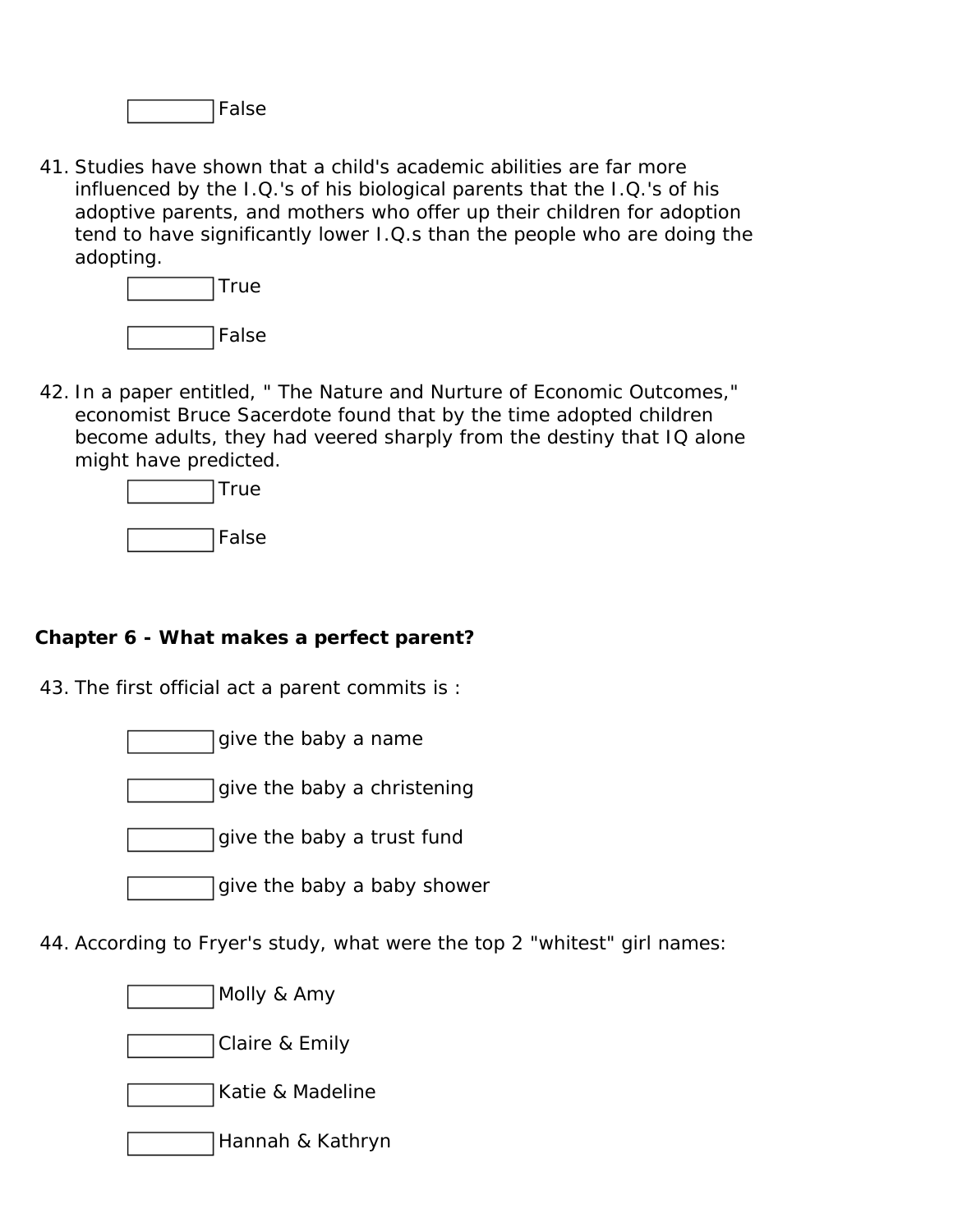☐ False

41. Studies have shown that a child's academic abilities are far more influenced by the I.Q.'s of his biological parents that the I.Q.'s of his adoptive parents, and mothers who offer up their children for adoption tend to have significantly lower I.Q.s than the people who are doing the adopting.

    ☐ True

    ☐ False

42. In a paper entitled, " The Nature and Nurture of Economic Outcomes," economist Bruce Sacerdote found that by the time adopted children become adults, they had veered sharply from the destiny that IQ alone might have predicted.

    ☐ True

    ☐ False

**Chapter 6 - What makes a perfect parent?**

43. The first official act a parent commits is :

    ☐ give the baby a name

    ☐ give the baby a christening

    ☐ give the baby a trust fund

    ☐ give the baby a baby shower

44. According to Fryer's study, what were the top 2 "whitest" girl names:

    ☐ Molly & Amy

    ☐ Claire & Emily

    ☐ Katie & Madeline

    ☐ Hannah & Kathryn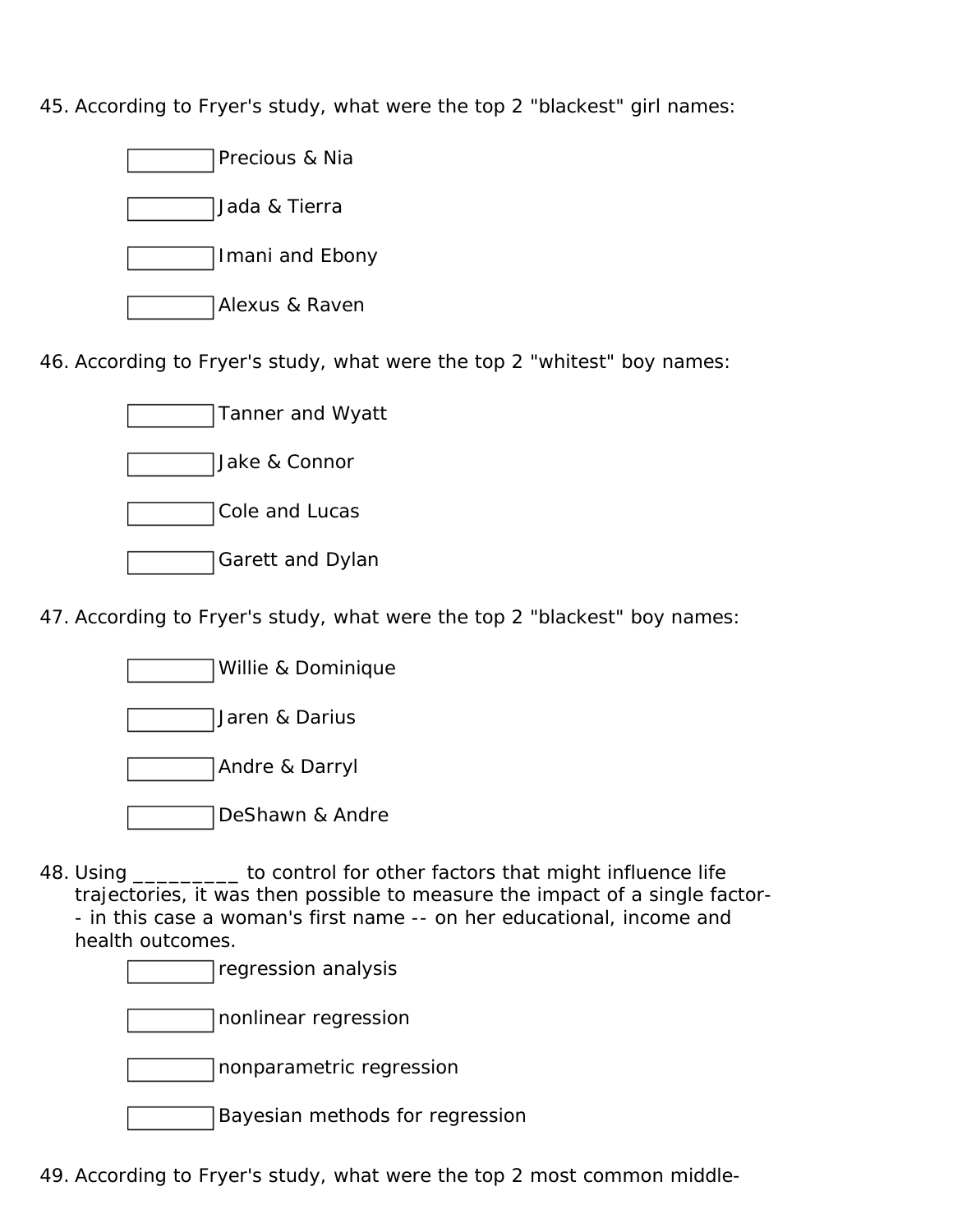45. According to Fryer's study, what were the top 2 "blackest" girl names:

- [ ] Precious & Nia
- [ ] Jada & Tierra
- [ ] Imani and Ebony
- [ ] Alexus & Raven

46. According to Fryer's study, what were the top 2 "whitest" boy names:

- [ ] Tanner and Wyatt
- [ ] Jake & Connor
- [ ] Cole and Lucas
- [ ] Garett and Dylan

47. According to Fryer's study, what were the top 2 "blackest" boy names:

- [ ] Willie & Dominique
- [ ] Jaren & Darius
- [ ] Andre & Darryl
- [ ] DeShawn & Andre

48. Using _________ to control for other factors that might influence life trajectories, it was then possible to measure the impact of a single factor-- in this case a woman's first name -- on her educational, income and health outcomes.

- [ ] regression analysis
- [ ] nonlinear regression
- [ ] nonparametric regression
- [ ] Bayesian methods for regression

49. According to Fryer's study, what were the top 2 most common middle-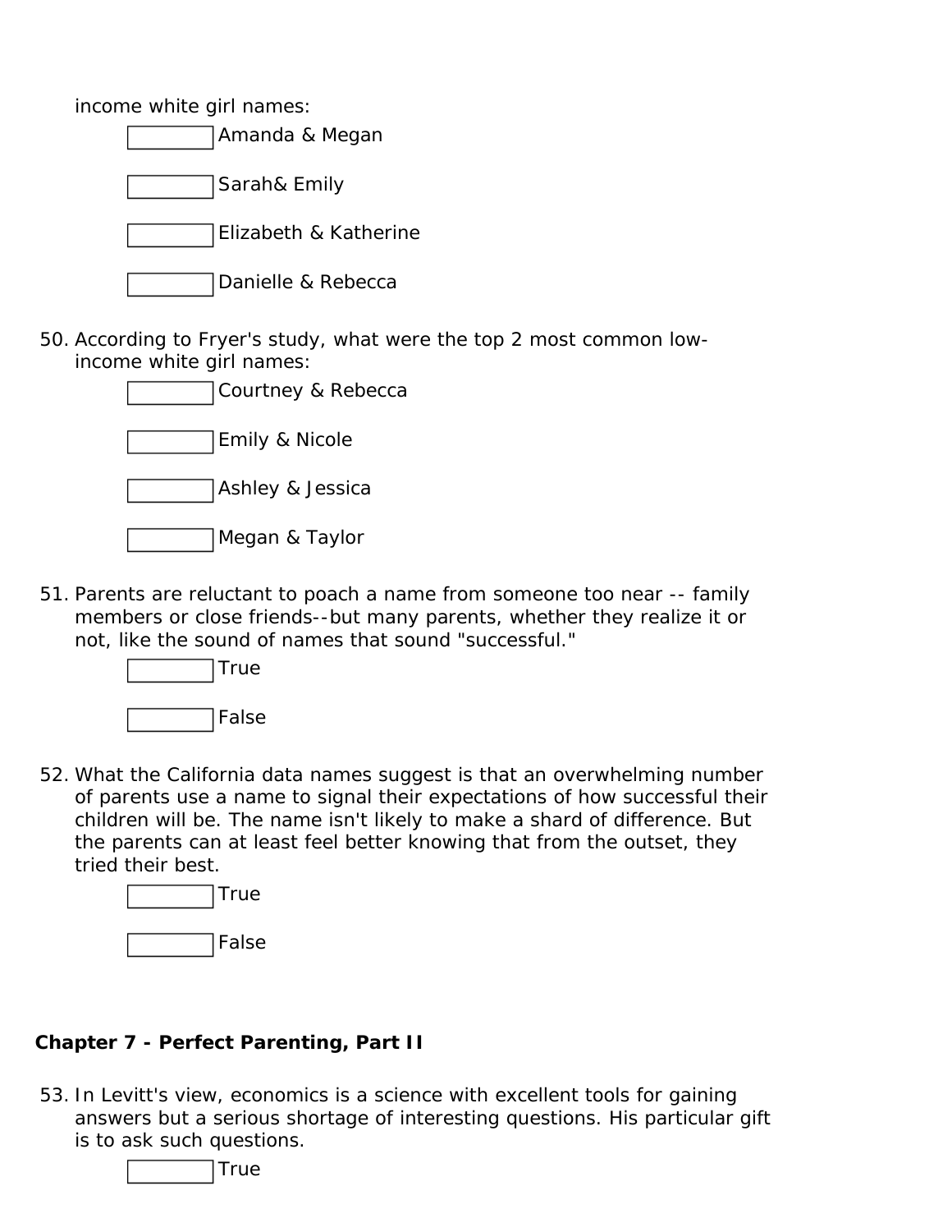income white girl names:

- [ ] Amanda & Megan
- [ ] Sarah& Emily
- [ ] Elizabeth & Katherine
- [ ] Danielle & Rebecca

50. According to Fryer's study, what were the top 2 most common low-income white girl names:

- [ ] Courtney & Rebecca
- [ ] Emily & Nicole
- [ ] Ashley & Jessica
- [ ] Megan & Taylor

51. Parents are reluctant to poach a name from someone too near -- family members or close friends--but many parents, whether they realize it or not, like the sound of names that sound "successful."

- [ ] True
- [ ] False

52. What the California data names suggest is that an overwhelming number of parents use a name to signal their expectations of how successful their children will be. The name isn't likely to make a shard of difference. But the parents can at least feel better knowing that from the outset, they tried their best.

- [ ] True
- [ ] False

**Chapter 7 - Perfect Parenting, Part II**

53. In Levitt's view, economics is a science with excellent tools for gaining answers but a serious shortage of interesting questions. His particular gift is to ask such questions.

- [ ] True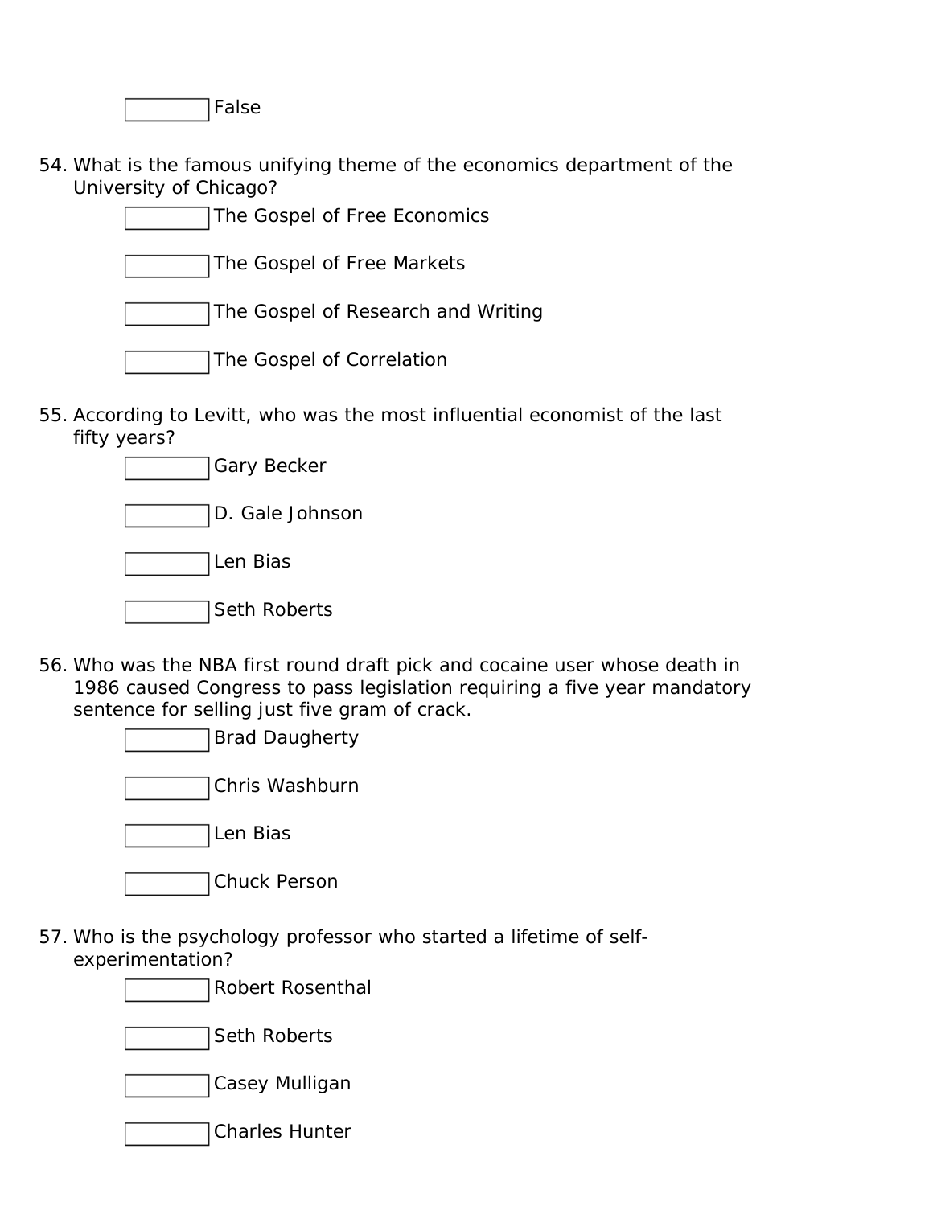- [ ] False

54. What is the famous unifying theme of the economics department of the University of Chicago?
    - [ ] The Gospel of Free Economics
    - [ ] The Gospel of Free Markets
    - [ ] The Gospel of Research and Writing
    - [ ] The Gospel of Correlation

55. According to Levitt, who was the most influential economist of the last fifty years?
    - [ ] Gary Becker
    - [ ] D. Gale Johnson
    - [ ] Len Bias
    - [ ] Seth Roberts

56. Who was the NBA first round draft pick and cocaine user whose death in 1986 caused Congress to pass legislation requiring a five year mandatory sentence for selling just five gram of crack.
    - [ ] Brad Daugherty
    - [ ] Chris Washburn
    - [ ] Len Bias
    - [ ] Chuck Person

57. Who is the psychology professor who started a lifetime of self-experimentation?
    - [ ] Robert Rosenthal
    - [ ] Seth Roberts
    - [ ] Casey Mulligan
    - [ ] Charles Hunter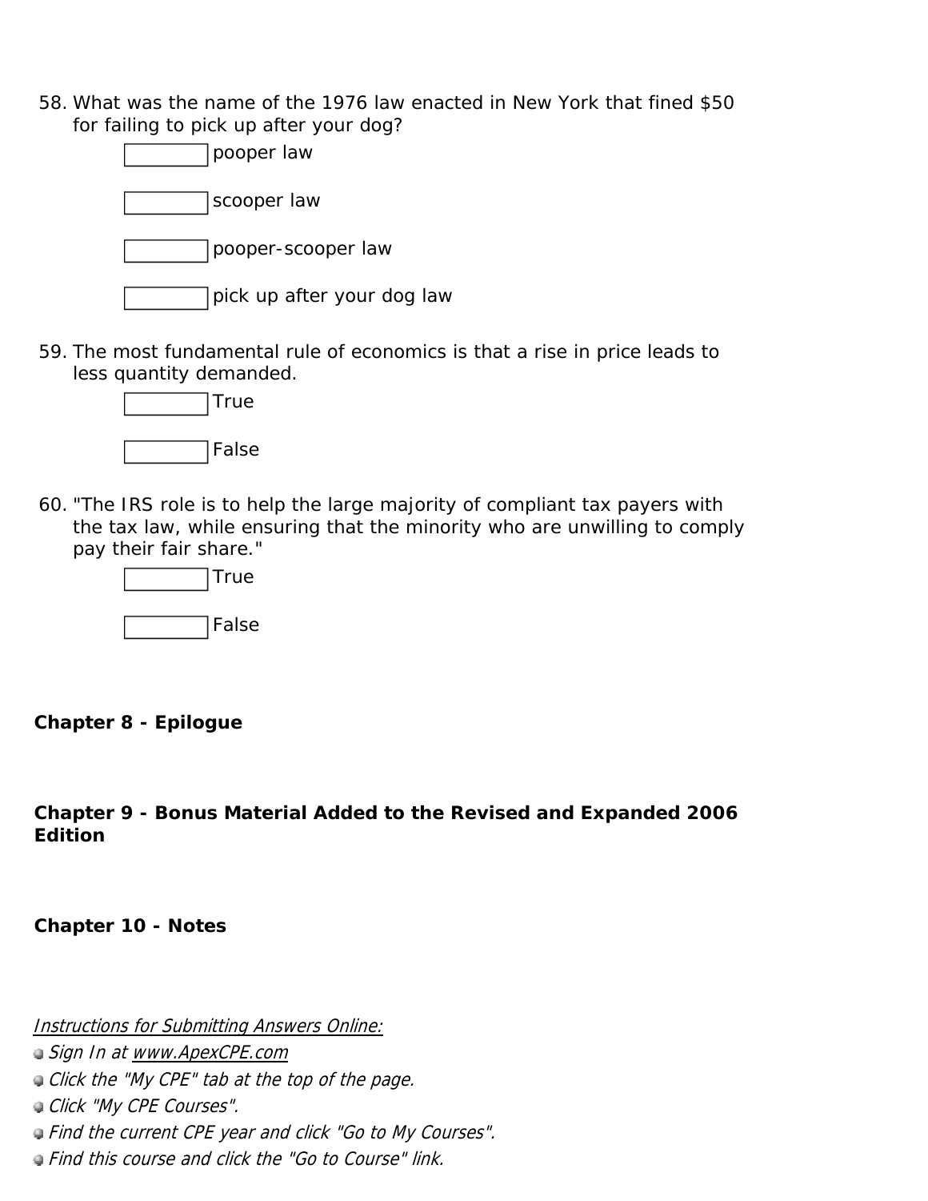58. What was the name of the 1976 law enacted in New York that fined $50 for failing to pick up after your dog?

    - [ ] pooper law
    - [ ] scooper law
    - [ ] pooper-scooper law
    - [ ] pick up after your dog law

59. The most fundamental rule of economics is that a rise in price leads to less quantity demanded.

    - [ ] True
    - [ ] False

60. "The IRS role is to help the large majority of compliant tax payers with the tax law, while ensuring that the minority who are unwilling to comply pay their fair share."

    - [ ] True
    - [ ] False

**Chapter 8 - Epilogue**

**Chapter 9 - Bonus Material Added to the Revised and Expanded 2006 Edition**

**Chapter 10 - Notes**

*Instructions for Submitting Answers Online:*

- *Sign In at www.ApexCPE.com*
- *Click the "My CPE" tab at the top of the page.*
- *Click "My CPE Courses".*
- *Find the current CPE year and click "Go to My Courses".*
- *Find this course and click the "Go to Course" link.*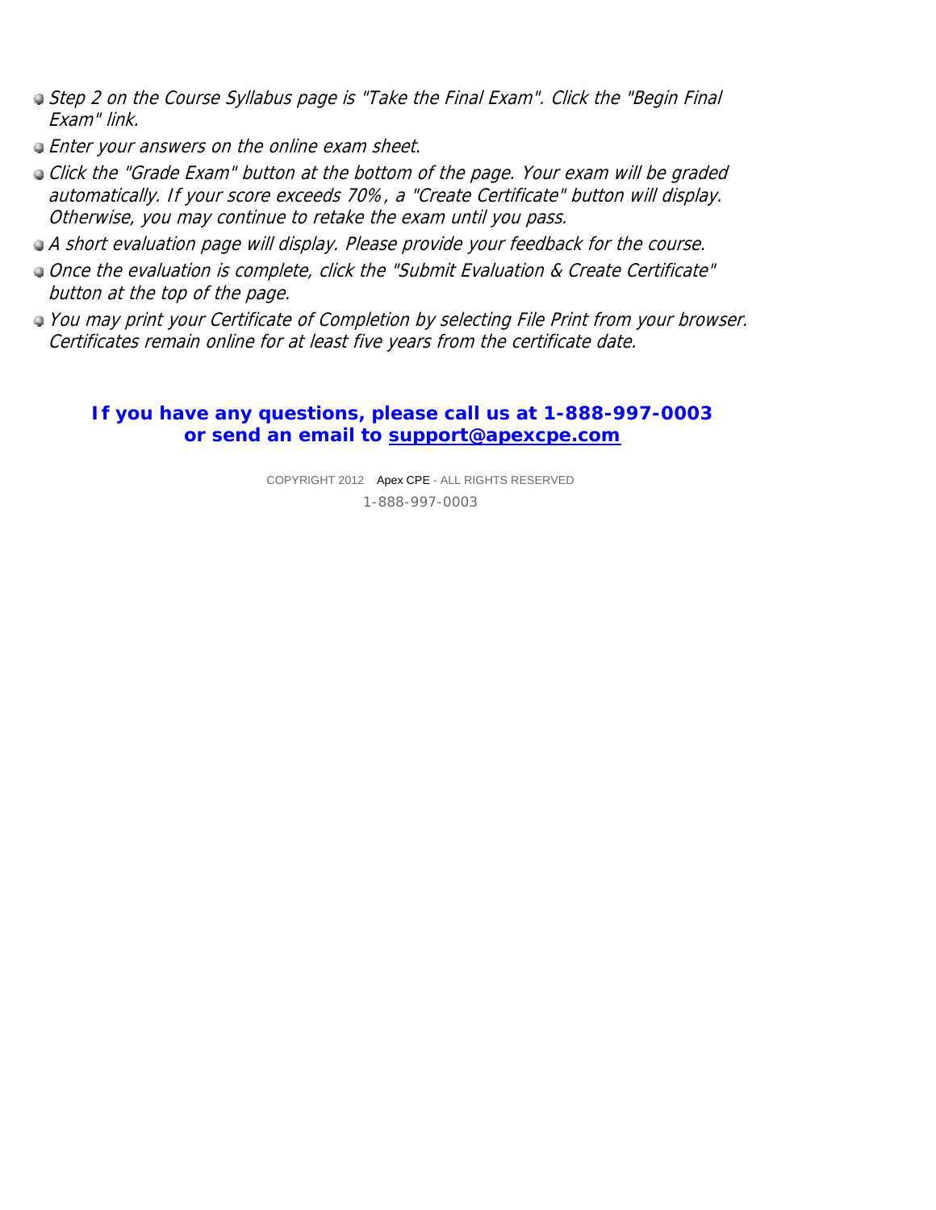- *Step 2 on the Course Syllabus page is "Take the Final Exam". Click the "Begin Final Exam" link.*
- *Enter your answers on the online exam sheet.*
- *Click the "Grade Exam" button at the bottom of the page. Your exam will be graded automatically. If your score exceeds 70%, a "Create Certificate" button will display. Otherwise, you may continue to retake the exam until you pass.*
- *A short evaluation page will display. Please provide your feedback for the course.*
- *Once the evaluation is complete, click the "Submit Evaluation & Create Certificate" button at the top of the page.*
- *You may print your Certificate of Completion by selecting File Print from your browser. Certificates remain online for at least five years from the certificate date.*

**If you have any questions, please call us at 1-888-997-0003 or send an email to support@apexcpe.com**

COPYRIGHT 2012 Apex CPE - ALL RIGHTS RESERVED

1-888-997-0003